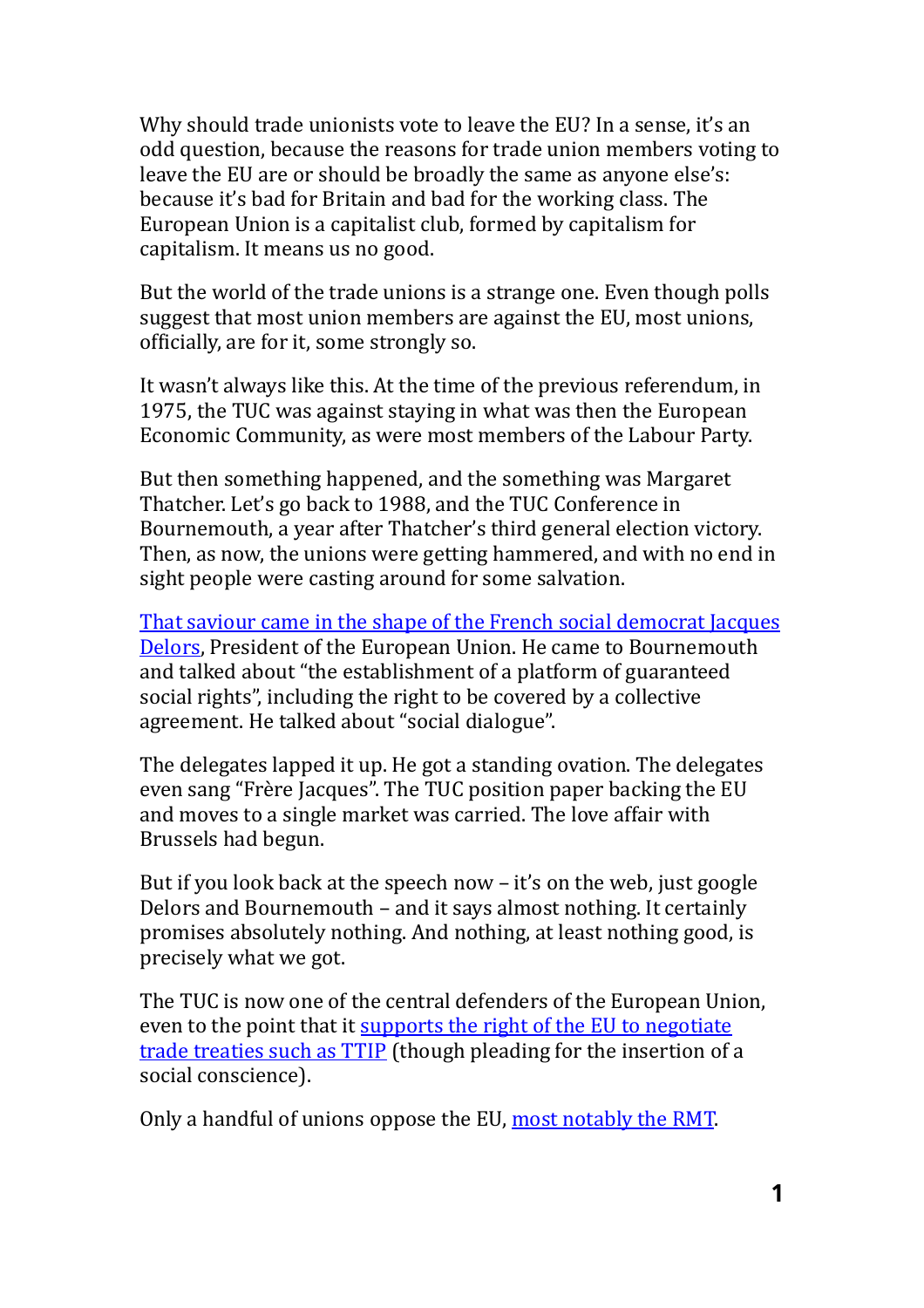Why should trade unionists vote to leave the EU? In a sense, it's an odd question, because the reasons for trade union members voting to leave the EU are or should be broadly the same as anyone else's: because it's bad for Britain and bad for the working class. The European Union is a capitalist club, formed by capitalism for capitalism. It means us no good.

But the world of the trade unions is a strange one. Even though polls suggest that most union members are against the EU, most unions, officially, are for it, some strongly so.

It wasn't always like this. At the time of the previous referendum, in 1975, the TUC was against staying in what was then the European Economic Community, as were most members of the Labour Party.

But then something happened, and the something was Margaret Thatcher. Let's go back to 1988, and the TUC Conference in Bournemouth, a year after Thatcher's third general election victory. Then, as now, the unions were getting hammered, and with no end in sight people were casting around for some salvation.

That saviour came in the shape of the French social democrat Jacques Delors, President of the European Union. He came to Bournemouth and talked about "the establishment of a platform of guaranteed social rights", including the right to be covered by a collective agreement. He talked about "social dialogue".

The delegates lapped it up. He got a standing ovation. The delegates even sang "Frère Jacques". The TUC position paper backing the EU and moves to a single market was carried. The love affair with Brussels had begun.

But if you look back at the speech now – it's on the web, just google Delors and Bournemouth – and it says almost nothing. It certainly promises absolutely nothing. And nothing, at least nothing good, is precisely what we got.

The TUC is now one of the central defenders of the European Union, even to the point that it supports the right of the EU to negotiate trade treaties such as TTIP (though pleading for the insertion of a social conscience).

Only a handful of unions oppose the EU, most notably the RMT.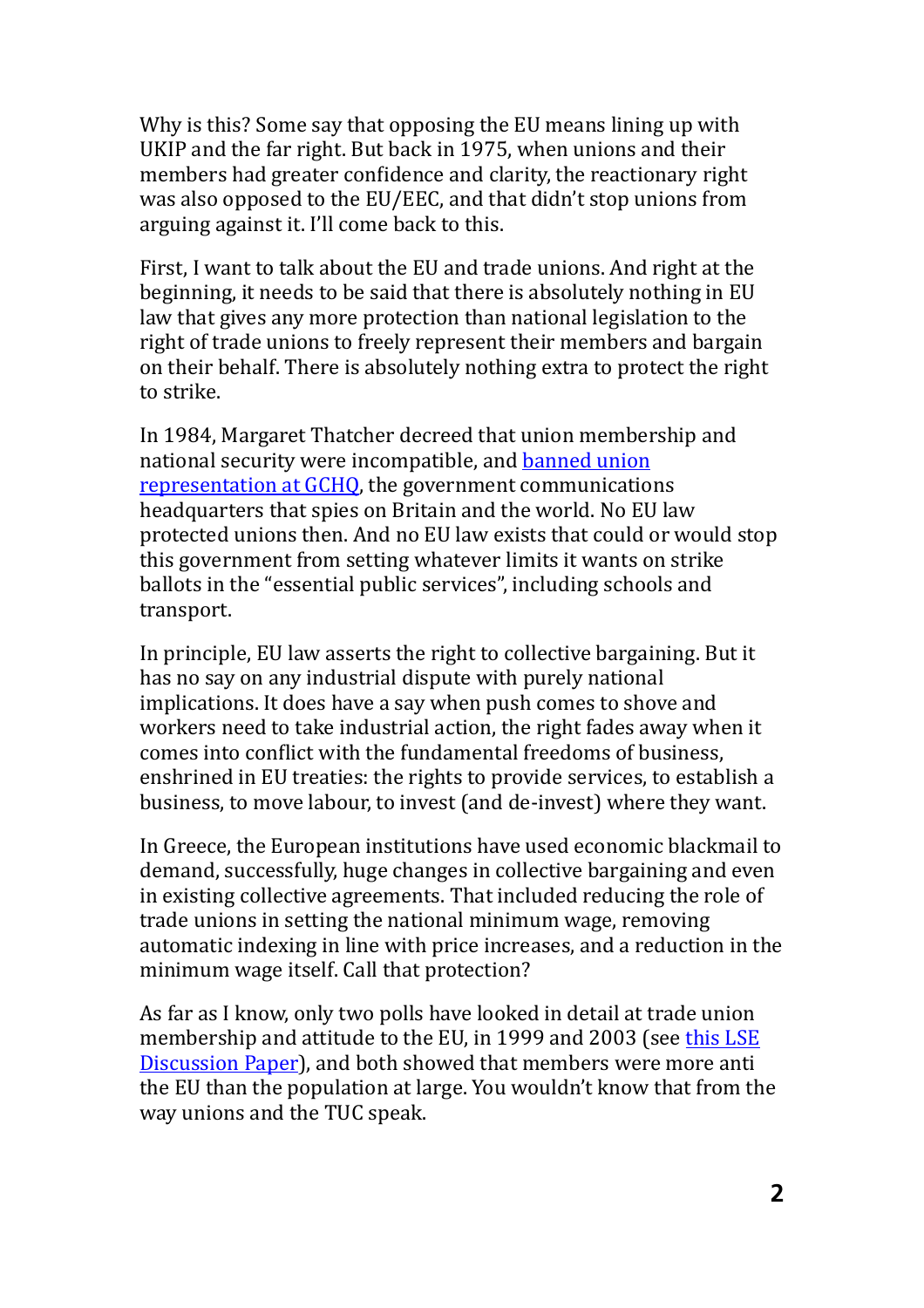Why is this? Some say that opposing the EU means lining up with UKIP and the far right. But back in 1975, when unions and their members had greater confidence and clarity, the reactionary right was also opposed to the EU/EEC, and that didn't stop unions from arguing against it. I'll come back to this.

First, I want to talk about the EU and trade unions. And right at the beginning, it needs to be said that there is absolutely nothing in EU law that gives any more protection than national legislation to the right of trade unions to freely represent their members and bargain on their behalf. There is absolutely nothing extra to protect the right to strike.

In 1984, Margaret Thatcher decreed that union membership and national security were incompatible, and banned union representation at GCHQ, the government communications headquarters that spies on Britain and the world. No EU law protected unions then. And no EU law exists that could or would stop this government from setting whatever limits it wants on strike ballots in the "essential public services", including schools and transport.

In principle, EU law asserts the right to collective bargaining. But it has no say on any industrial dispute with purely national implications. It does have a say when push comes to shove and workers need to take industrial action, the right fades away when it comes into conflict with the fundamental freedoms of business, enshrined in EU treaties: the rights to provide services, to establish a business, to move labour, to invest (and de-invest) where they want.

In Greece, the European institutions have used economic blackmail to demand, successfully, huge changes in collective bargaining and even in existing collective agreements. That included reducing the role of trade unions in setting the national minimum wage, removing automatic indexing in line with price increases, and a reduction in the minimum wage itself. Call that protection?

As far as I know, only two polls have looked in detail at trade union membership and attitude to the EU, in 1999 and 2003 (see this LSE Discussion Paper), and both showed that members were more anti the EU than the population at large. You wouldn't know that from the way unions and the TUC speak.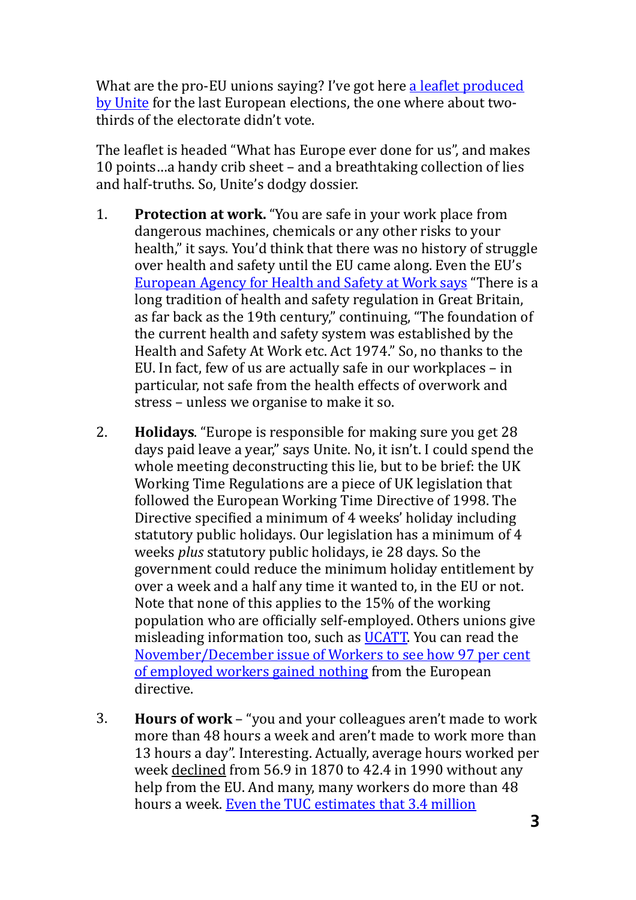What are the pro-EU unions saying? I've got here a leaflet produced by Unite for the last European elections, the one where about two-thirds of the electorate didn't vote.

The leaflet is headed "What has Europe ever done for us", and makes 10 points…a handy crib sheet – and a breathtaking collection of lies and half-truths. So, Unite's dodgy dossier.

1. **Protection at work.** "You are safe in your work place from dangerous machines, chemicals or any other risks to your health," it says. You'd think that there was no history of struggle over health and safety until the EU came along. Even the EU's European Agency for Health and Safety at Work says "There is a long tradition of health and safety regulation in Great Britain, as far back as the 19th century," continuing, "The foundation of the current health and safety system was established by the Health and Safety At Work etc. Act 1974." So, no thanks to the EU. In fact, few of us are actually safe in our workplaces – in particular, not safe from the health effects of overwork and stress – unless we organise to make it so.

2. **Holidays**. "Europe is responsible for making sure you get 28 days paid leave a year," says Unite. No, it isn't. I could spend the whole meeting deconstructing this lie, but to be brief: the UK Working Time Regulations are a piece of UK legislation that followed the European Working Time Directive of 1998. The Directive specified a minimum of 4 weeks' holiday including statutory public holidays. Our legislation has a minimum of 4 weeks *plus* statutory public holidays, ie 28 days. So the government could reduce the minimum holiday entitlement by over a week and a half any time it wanted to, in the EU or not. Note that none of this applies to the 15% of the working population who are officially self-employed. Others unions give misleading information too, such as UCATT. You can read the November/December issue of Workers to see how 97 per cent of employed workers gained nothing from the European directive.

3. **Hours of work** – "you and your colleagues aren't made to work more than 48 hours a week and aren't made to work more than 13 hours a day". Interesting. Actually, average hours worked per week declined from 56.9 in 1870 to 42.4 in 1990 without any help from the EU. And many, many workers do more than 48 hours a week. Even the TUC estimates that 3.4 million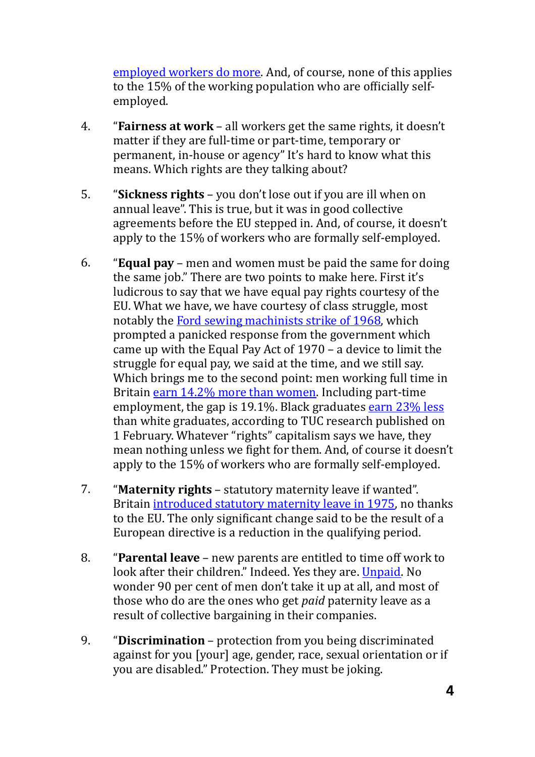employed workers do more. And, of course, none of this applies to the 15% of the working population who are officially self-employed.

4. "**Fairness at work** – all workers get the same rights, it doesn't matter if they are full-time or part-time, temporary or permanent, in-house or agency" It's hard to know what this means. Which rights are they talking about?

5. "**Sickness rights** – you don't lose out if you are ill when on annual leave". This is true, but it was in good collective agreements before the EU stepped in. And, of course, it doesn't apply to the 15% of workers who are formally self-employed.

6. "**Equal pay** – men and women must be paid the same for doing the same job." There are two points to make here. First it's ludicrous to say that we have equal pay rights courtesy of the EU. What we have, we have courtesy of class struggle, most notably the Ford sewing machinists strike of 1968, which prompted a panicked response from the government which came up with the Equal Pay Act of 1970 – a device to limit the struggle for equal pay, we said at the time, and we still say. Which brings me to the second point: men working full time in Britain earn 14.2% more than women. Including part-time employment, the gap is 19.1%. Black graduates earn 23% less than white graduates, according to TUC research published on 1 February. Whatever "rights" capitalism says we have, they mean nothing unless we fight for them. And, of course it doesn't apply to the 15% of workers who are formally self-employed.

7. "**Maternity rights** – statutory maternity leave if wanted". Britain introduced statutory maternity leave in 1975, no thanks to the EU. The only significant change said to be the result of a European directive is a reduction in the qualifying period.

8. "**Parental leave** – new parents are entitled to time off work to look after their children." Indeed. Yes they are. Unpaid. No wonder 90 per cent of men don't take it up at all, and most of those who do are the ones who get *paid* paternity leave as a result of collective bargaining in their companies.

9. "**Discrimination** – protection from you being discriminated against for you [your] age, gender, race, sexual orientation or if you are disabled." Protection. They must be joking.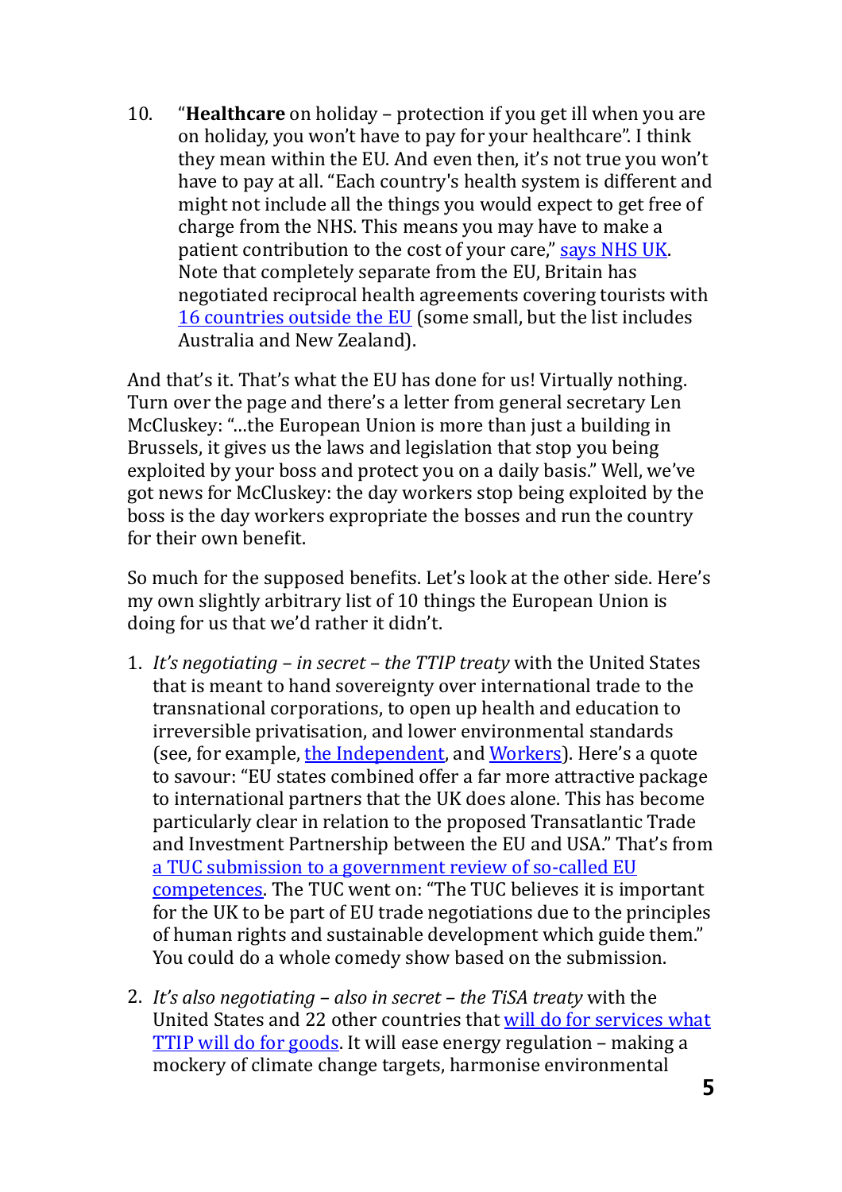10. "**Healthcare** on holiday – protection if you get ill when you are on holiday, you won't have to pay for your healthcare". I think they mean within the EU. And even then, it's not true you won't have to pay at all. "Each country's health system is different and might not include all the things you would expect to get free of charge from the NHS. This means you may have to make a patient contribution to the cost of your care," says NHS UK. Note that completely separate from the EU, Britain has negotiated reciprocal health agreements covering tourists with 16 countries outside the EU (some small, but the list includes Australia and New Zealand).

And that's it. That's what the EU has done for us! Virtually nothing. Turn over the page and there's a letter from general secretary Len McCluskey: "…the European Union is more than just a building in Brussels, it gives us the laws and legislation that stop you being exploited by your boss and protect you on a daily basis." Well, we've got news for McCluskey: the day workers stop being exploited by the boss is the day workers expropriate the bosses and run the country for their own benefit.

So much for the supposed benefits. Let's look at the other side. Here's my own slightly arbitrary list of 10 things the European Union is doing for us that we'd rather it didn't.

1. *It's negotiating – in secret – the TTIP treaty* with the United States that is meant to hand sovereignty over international trade to the transnational corporations, to open up health and education to irreversible privatisation, and lower environmental standards (see, for example, the Independent, and Workers). Here's a quote to savour: "EU states combined offer a far more attractive package to international partners that the UK does alone. This has become particularly clear in relation to the proposed Transatlantic Trade and Investment Partnership between the EU and USA." That's from a TUC submission to a government review of so-called EU competences. The TUC went on: "The TUC believes it is important for the UK to be part of EU trade negotiations due to the principles of human rights and sustainable development which guide them." You could do a whole comedy show based on the submission.

2. *It's also negotiating – also in secret – the TiSA treaty* with the United States and 22 other countries that will do for services what TTIP will do for goods. It will ease energy regulation – making a mockery of climate change targets, harmonise environmental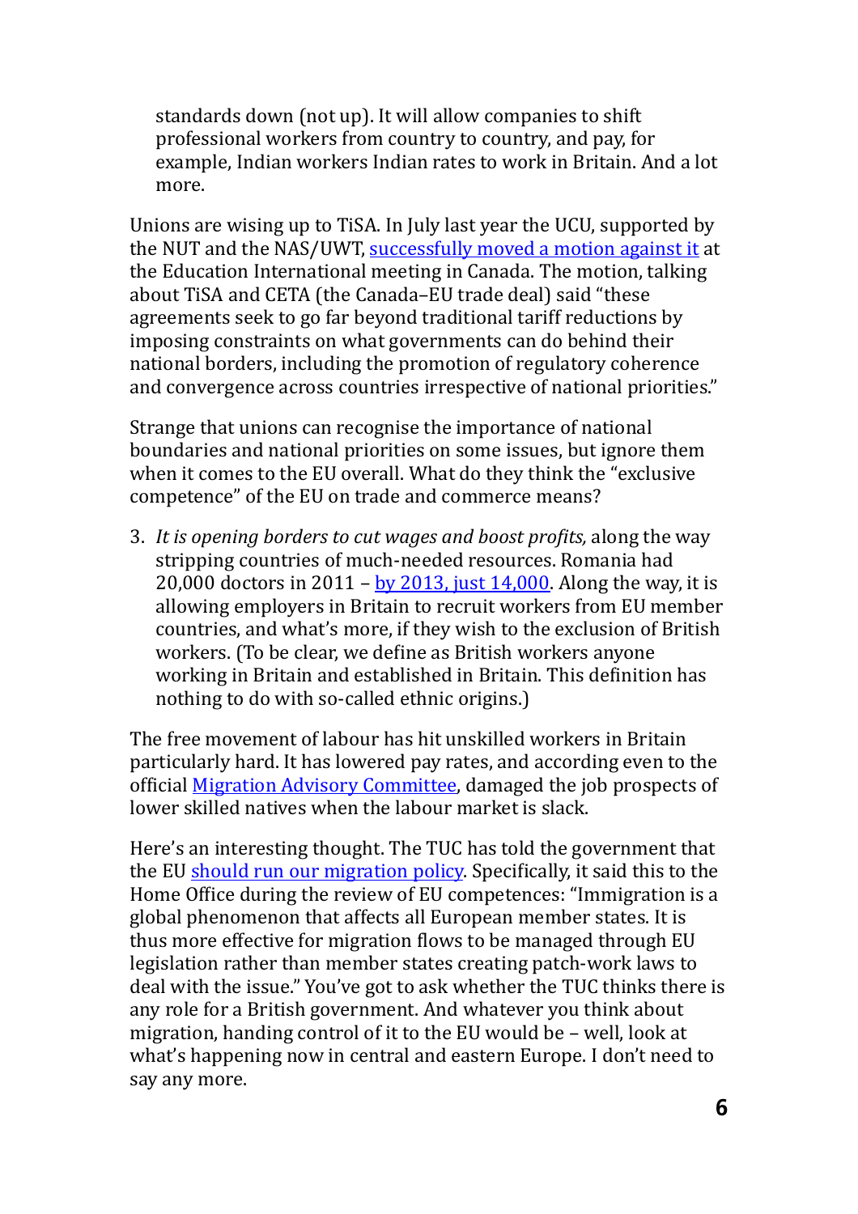standards down (not up). It will allow companies to shift professional workers from country to country, and pay, for example, Indian workers Indian rates to work in Britain. And a lot more.

Unions are wising up to TiSA. In July last year the UCU, supported by the NUT and the NAS/UWT, successfully moved a motion against it at the Education International meeting in Canada. The motion, talking about TiSA and CETA (the Canada–EU trade deal) said "these agreements seek to go far beyond traditional tariff reductions by imposing constraints on what governments can do behind their national borders, including the promotion of regulatory coherence and convergence across countries irrespective of national priorities."

Strange that unions can recognise the importance of national boundaries and national priorities on some issues, but ignore them when it comes to the EU overall. What do they think the "exclusive competence" of the EU on trade and commerce means?

3. *It is opening borders to cut wages and boost profits,* along the way stripping countries of much-needed resources. Romania had 20,000 doctors in 2011 – by 2013, just 14,000. Along the way, it is allowing employers in Britain to recruit workers from EU member countries, and what's more, if they wish to the exclusion of British workers. (To be clear, we define as British workers anyone working in Britain and established in Britain. This definition has nothing to do with so-called ethnic origins.)

The free movement of labour has hit unskilled workers in Britain particularly hard. It has lowered pay rates, and according even to the official Migration Advisory Committee, damaged the job prospects of lower skilled natives when the labour market is slack.

Here's an interesting thought. The TUC has told the government that the EU should run our migration policy. Specifically, it said this to the Home Office during the review of EU competences: "Immigration is a global phenomenon that affects all European member states. It is thus more effective for migration flows to be managed through EU legislation rather than member states creating patch-work laws to deal with the issue." You've got to ask whether the TUC thinks there is any role for a British government. And whatever you think about migration, handing control of it to the EU would be – well, look at what's happening now in central and eastern Europe. I don't need to say any more.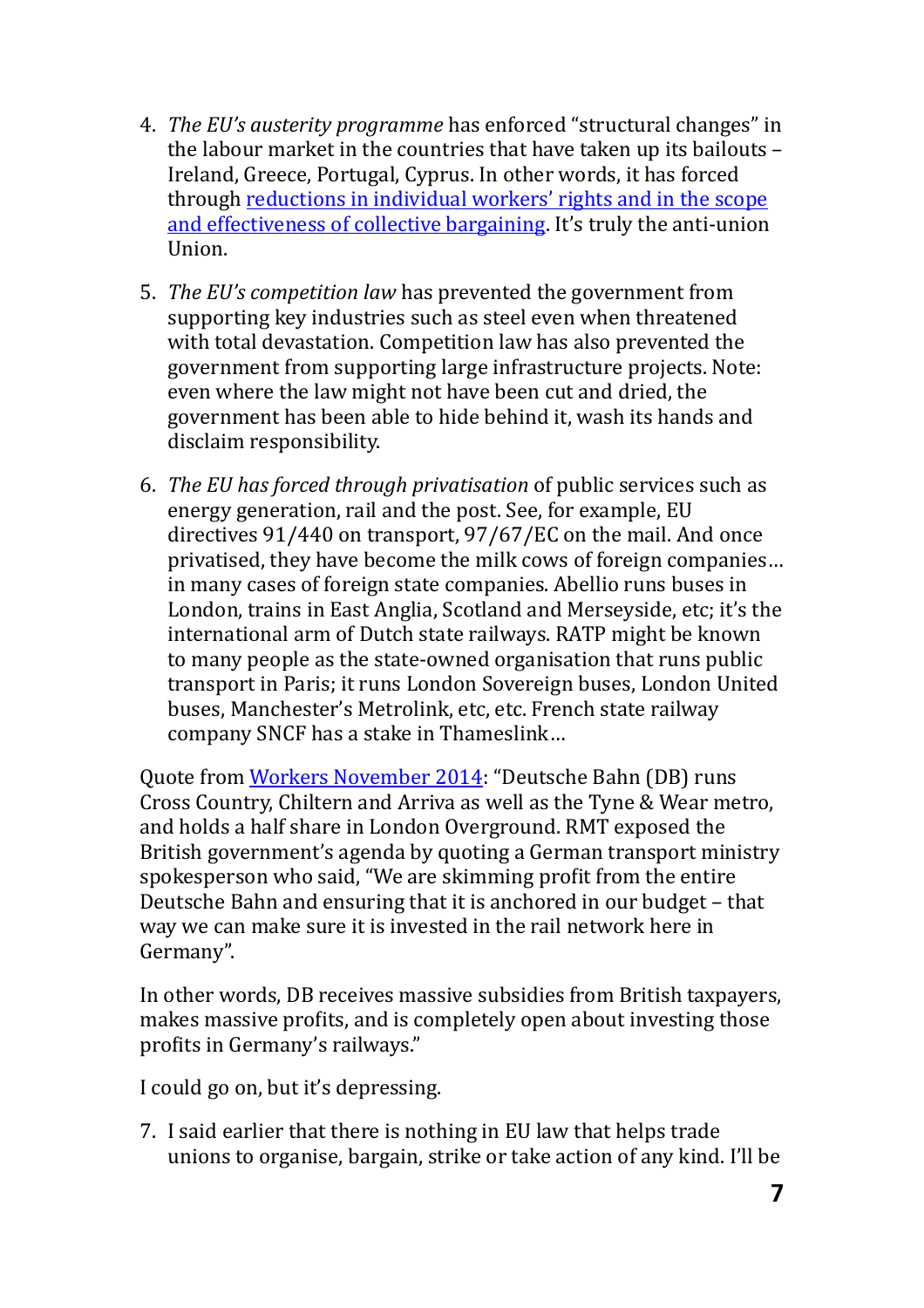4. *The EU's austerity programme* has enforced "structural changes" in the labour market in the countries that have taken up its bailouts – Ireland, Greece, Portugal, Cyprus. In other words, it has forced through reductions in individual workers' rights and in the scope and effectiveness of collective bargaining. It's truly the anti-union Union.

5. *The EU's competition law* has prevented the government from supporting key industries such as steel even when threatened with total devastation. Competition law has also prevented the government from supporting large infrastructure projects. Note: even where the law might not have been cut and dried, the government has been able to hide behind it, wash its hands and disclaim responsibility.

6. *The EU has forced through privatisation* of public services such as energy generation, rail and the post. See, for example, EU directives 91/440 on transport, 97/67/EC on the mail. And once privatised, they have become the milk cows of foreign companies… in many cases of foreign state companies. Abellio runs buses in London, trains in East Anglia, Scotland and Merseyside, etc; it's the international arm of Dutch state railways. RATP might be known to many people as the state-owned organisation that runs public transport in Paris; it runs London Sovereign buses, London United buses, Manchester's Metrolink, etc, etc. French state railway company SNCF has a stake in Thameslink…

Quote from Workers November 2014: "Deutsche Bahn (DB) runs Cross Country, Chiltern and Arriva as well as the Tyne & Wear metro, and holds a half share in London Overground. RMT exposed the British government's agenda by quoting a German transport ministry spokesperson who said, "We are skimming profit from the entire Deutsche Bahn and ensuring that it is anchored in our budget – that way we can make sure it is invested in the rail network here in Germany".

In other words, DB receives massive subsidies from British taxpayers, makes massive profits, and is completely open about investing those profits in Germany's railways."

I could go on, but it's depressing.

7. I said earlier that there is nothing in EU law that helps trade unions to organise, bargain, strike or take action of any kind. I'll be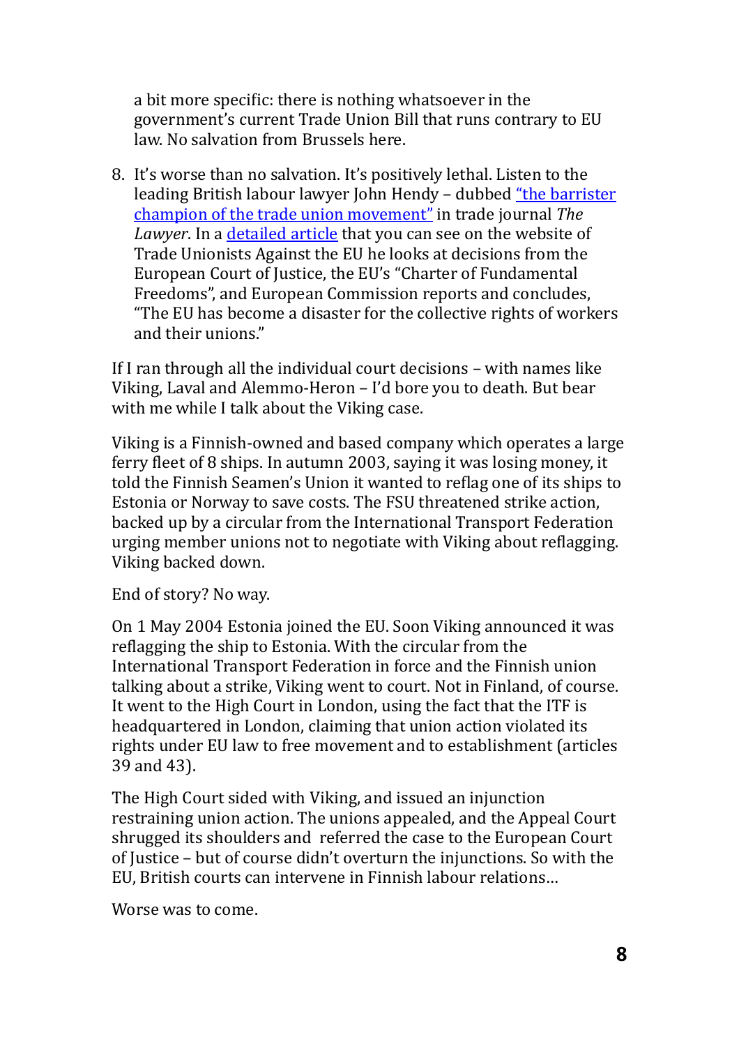a bit more specific: there is nothing whatsoever in the government's current Trade Union Bill that runs contrary to EU law. No salvation from Brussels here.

8. It's worse than no salvation. It's positively lethal. Listen to the leading British labour lawyer John Hendy – dubbed "the barrister champion of the trade union movement" in trade journal *The Lawyer*. In a detailed article that you can see on the website of Trade Unionists Against the EU he looks at decisions from the European Court of Justice, the EU's "Charter of Fundamental Freedoms", and European Commission reports and concludes, "The EU has become a disaster for the collective rights of workers and their unions."

If I ran through all the individual court decisions – with names like Viking, Laval and Alemmo-Heron – I'd bore you to death. But bear with me while I talk about the Viking case.

Viking is a Finnish-owned and based company which operates a large ferry fleet of 8 ships. In autumn 2003, saying it was losing money, it told the Finnish Seamen's Union it wanted to reflag one of its ships to Estonia or Norway to save costs. The FSU threatened strike action, backed up by a circular from the International Transport Federation urging member unions not to negotiate with Viking about reflagging. Viking backed down.

End of story? No way.

On 1 May 2004 Estonia joined the EU. Soon Viking announced it was reflagging the ship to Estonia. With the circular from the International Transport Federation in force and the Finnish union talking about a strike, Viking went to court. Not in Finland, of course. It went to the High Court in London, using the fact that the ITF is headquartered in London, claiming that union action violated its rights under EU law to free movement and to establishment (articles 39 and 43).

The High Court sided with Viking, and issued an injunction restraining union action. The unions appealed, and the Appeal Court shrugged its shoulders and referred the case to the European Court of Justice – but of course didn't overturn the injunctions. So with the EU, British courts can intervene in Finnish labour relations…

Worse was to come.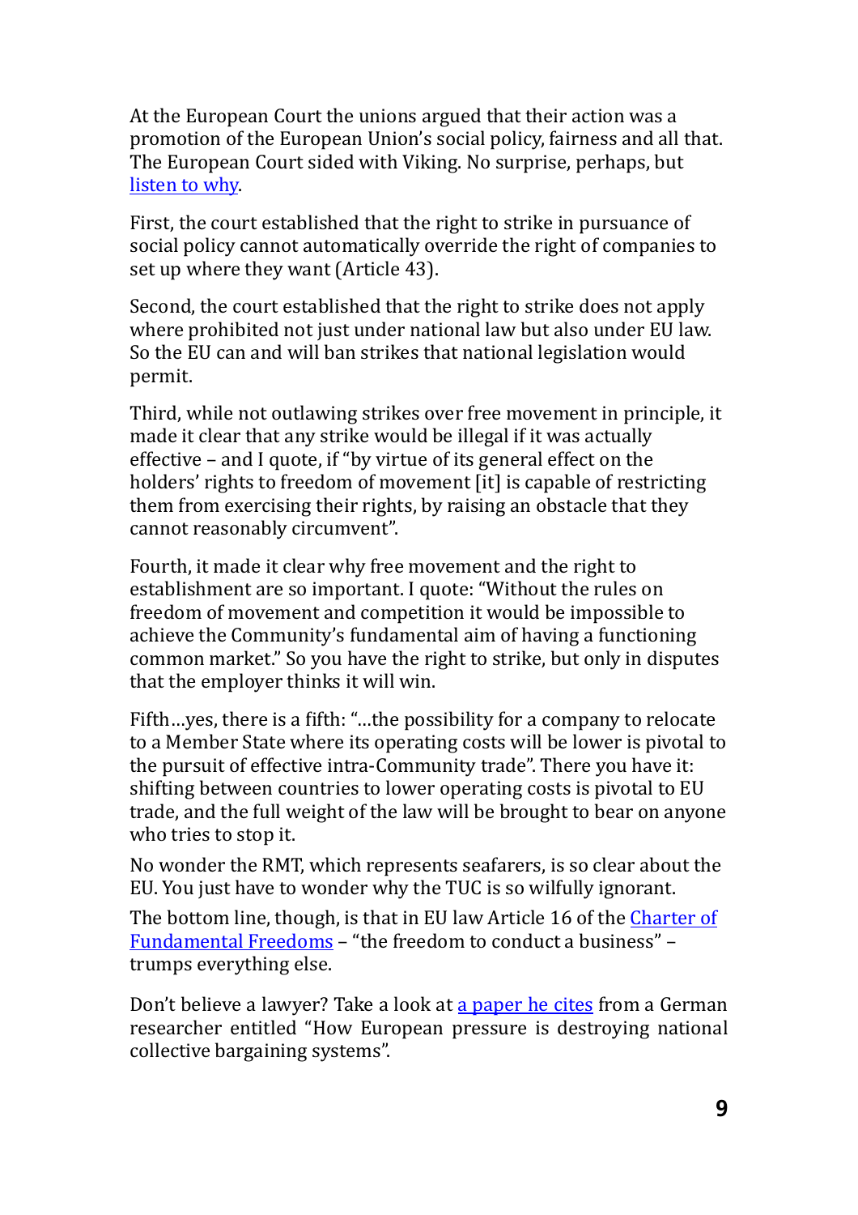At the European Court the unions argued that their action was a promotion of the European Union's social policy, fairness and all that. The European Court sided with Viking. No surprise, perhaps, but listen to why.

First, the court established that the right to strike in pursuance of social policy cannot automatically override the right of companies to set up where they want (Article 43).

Second, the court established that the right to strike does not apply where prohibited not just under national law but also under EU law. So the EU can and will ban strikes that national legislation would permit.

Third, while not outlawing strikes over free movement in principle, it made it clear that any strike would be illegal if it was actually effective – and I quote, if "by virtue of its general effect on the holders' rights to freedom of movement [it] is capable of restricting them from exercising their rights, by raising an obstacle that they cannot reasonably circumvent".

Fourth, it made it clear why free movement and the right to establishment are so important. I quote: "Without the rules on freedom of movement and competition it would be impossible to achieve the Community's fundamental aim of having a functioning common market." So you have the right to strike, but only in disputes that the employer thinks it will win.

Fifth…yes, there is a fifth: "…the possibility for a company to relocate to a Member State where its operating costs will be lower is pivotal to the pursuit of effective intra-Community trade". There you have it: shifting between countries to lower operating costs is pivotal to EU trade, and the full weight of the law will be brought to bear on anyone who tries to stop it.

No wonder the RMT, which represents seafarers, is so clear about the EU. You just have to wonder why the TUC is so wilfully ignorant.

The bottom line, though, is that in EU law Article 16 of the Charter of Fundamental Freedoms – "the freedom to conduct a business" – trumps everything else.

Don't believe a lawyer? Take a look at a paper he cites from a German researcher entitled "How European pressure is destroying national collective bargaining systems".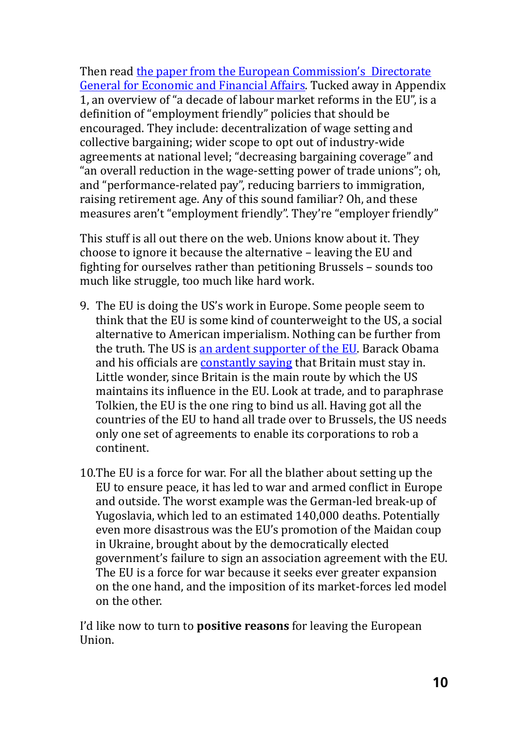Then read [the paper from the European Commission's Directorate General for Economic and Financial Affairs](). Tucked away in Appendix 1, an overview of "a decade of labour market reforms in the EU", is a definition of "employment friendly" policies that should be encouraged. They include: decentralization of wage setting and collective bargaining; wider scope to opt out of industry-wide agreements at national level; "decreasing bargaining coverage" and "an overall reduction in the wage-setting power of trade unions"; oh, and "performance-related pay", reducing barriers to immigration, raising retirement age. Any of this sound familiar? Oh, and these measures aren't "employment friendly". They're "employer friendly"

This stuff is all out there on the web. Unions know about it. They choose to ignore it because the alternative – leaving the EU and fighting for ourselves rather than petitioning Brussels – sounds too much like struggle, too much like hard work.

9. The EU is doing the US's work in Europe. Some people seem to think that the EU is some kind of counterweight to the US, a social alternative to American imperialism. Nothing can be further from the truth. The US is [an ardent supporter of the EU](). Barack Obama and his officials are [constantly saying]() that Britain must stay in. Little wonder, since Britain is the main route by which the US maintains its influence in the EU. Look at trade, and to paraphrase Tolkien, the EU is the one ring to bind us all. Having got all the countries of the EU to hand all trade over to Brussels, the US needs only one set of agreements to enable its corporations to rob a continent.

10. The EU is a force for war. For all the blather about setting up the EU to ensure peace, it has led to war and armed conflict in Europe and outside. The worst example was the German-led break-up of Yugoslavia, which led to an estimated 140,000 deaths. Potentially even more disastrous was the EU's promotion of the Maidan coup in Ukraine, brought about by the democratically elected government's failure to sign an association agreement with the EU. The EU is a force for war because it seeks ever greater expansion on the one hand, and the imposition of its market-forces led model on the other.

I'd like now to turn to **positive reasons** for leaving the European Union.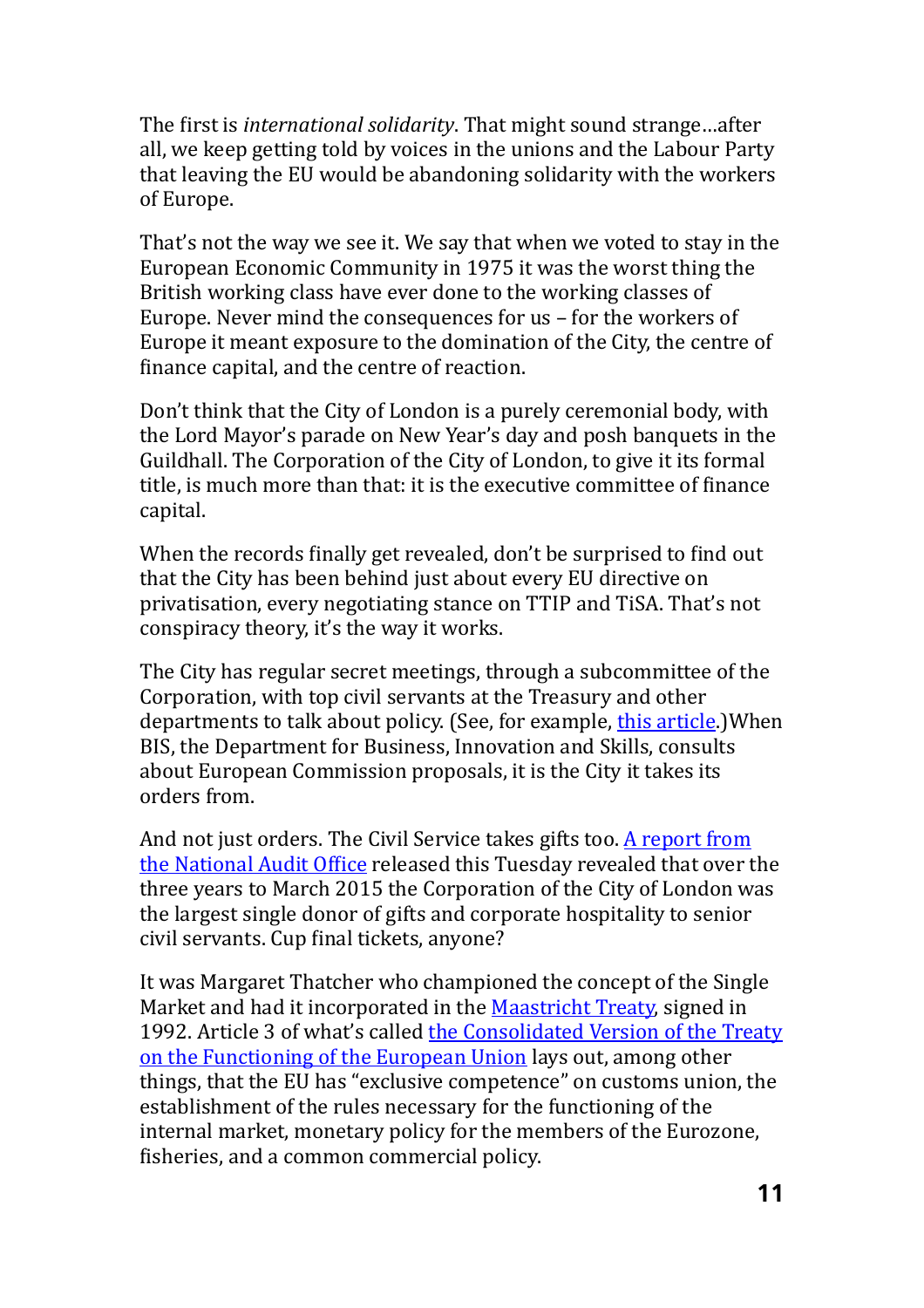The first is *international solidarity*. That might sound strange…after all, we keep getting told by voices in the unions and the Labour Party that leaving the EU would be abandoning solidarity with the workers of Europe.

That's not the way we see it. We say that when we voted to stay in the European Economic Community in 1975 it was the worst thing the British working class have ever done to the working classes of Europe. Never mind the consequences for us – for the workers of Europe it meant exposure to the domination of the City, the centre of finance capital, and the centre of reaction.

Don't think that the City of London is a purely ceremonial body, with the Lord Mayor's parade on New Year's day and posh banquets in the Guildhall. The Corporation of the City of London, to give it its formal title, is much more than that: it is the executive committee of finance capital.

When the records finally get revealed, don't be surprised to find out that the City has been behind just about every EU directive on privatisation, every negotiating stance on TTIP and TiSA. That's not conspiracy theory, it's the way it works.

The City has regular secret meetings, through a subcommittee of the Corporation, with top civil servants at the Treasury and other departments to talk about policy. (See, for example, this article.)When BIS, the Department for Business, Innovation and Skills, consults about European Commission proposals, it is the City it takes its orders from.

And not just orders. The Civil Service takes gifts too. A report from the National Audit Office released this Tuesday revealed that over the three years to March 2015 the Corporation of the City of London was the largest single donor of gifts and corporate hospitality to senior civil servants. Cup final tickets, anyone?

It was Margaret Thatcher who championed the concept of the Single Market and had it incorporated in the Maastricht Treaty, signed in 1992. Article 3 of what's called the Consolidated Version of the Treaty on the Functioning of the European Union lays out, among other things, that the EU has "exclusive competence" on customs union, the establishment of the rules necessary for the functioning of the internal market, monetary policy for the members of the Eurozone, fisheries, and a common commercial policy.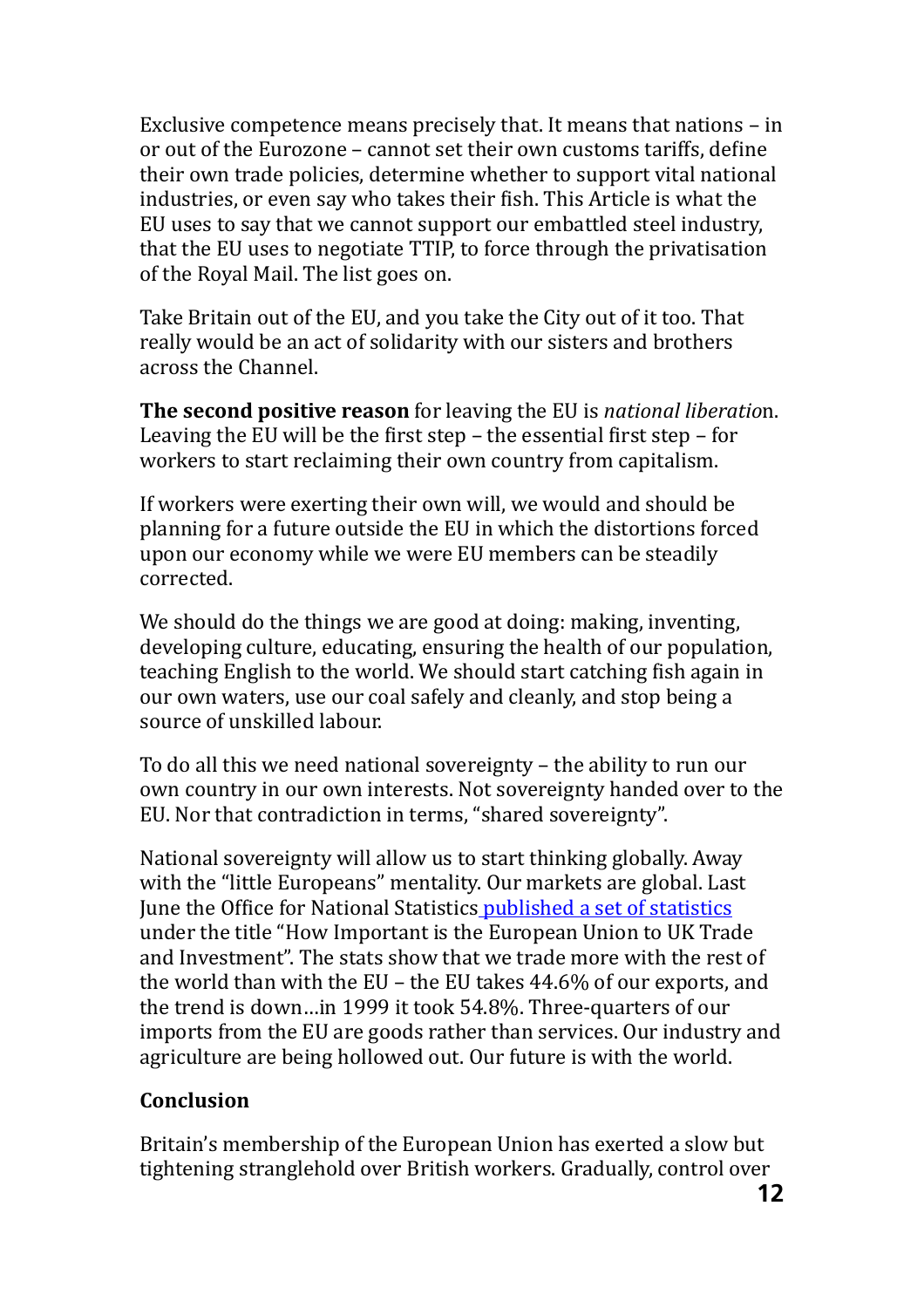Exclusive competence means precisely that. It means that nations – in or out of the Eurozone – cannot set their own customs tariffs, define their own trade policies, determine whether to support vital national industries, or even say who takes their fish. This Article is what the EU uses to say that we cannot support our embattled steel industry, that the EU uses to negotiate TTIP, to force through the privatisation of the Royal Mail. The list goes on.

Take Britain out of the EU, and you take the City out of it too. That really would be an act of solidarity with our sisters and brothers across the Channel.

**The second positive reason** for leaving the EU is *national liberatio*n. Leaving the EU will be the first step – the essential first step – for workers to start reclaiming their own country from capitalism.

If workers were exerting their own will, we would and should be planning for a future outside the EU in which the distortions forced upon our economy while we were EU members can be steadily corrected.

We should do the things we are good at doing: making, inventing, developing culture, educating, ensuring the health of our population, teaching English to the world. We should start catching fish again in our own waters, use our coal safely and cleanly, and stop being a source of unskilled labour.

To do all this we need national sovereignty – the ability to run our own country in our own interests. Not sovereignty handed over to the EU. Nor that contradiction in terms, "shared sovereignty".

National sovereignty will allow us to start thinking globally. Away with the "little Europeans" mentality. Our markets are global. Last June the Office for National Statistics published a set of statistics under the title "How Important is the European Union to UK Trade and Investment". The stats show that we trade more with the rest of the world than with the EU – the EU takes 44.6% of our exports, and the trend is down…in 1999 it took 54.8%. Three-quarters of our imports from the EU are goods rather than services. Our industry and agriculture are being hollowed out. Our future is with the world.

**Conclusion**

Britain's membership of the European Union has exerted a slow but tightening stranglehold over British workers. Gradually, control over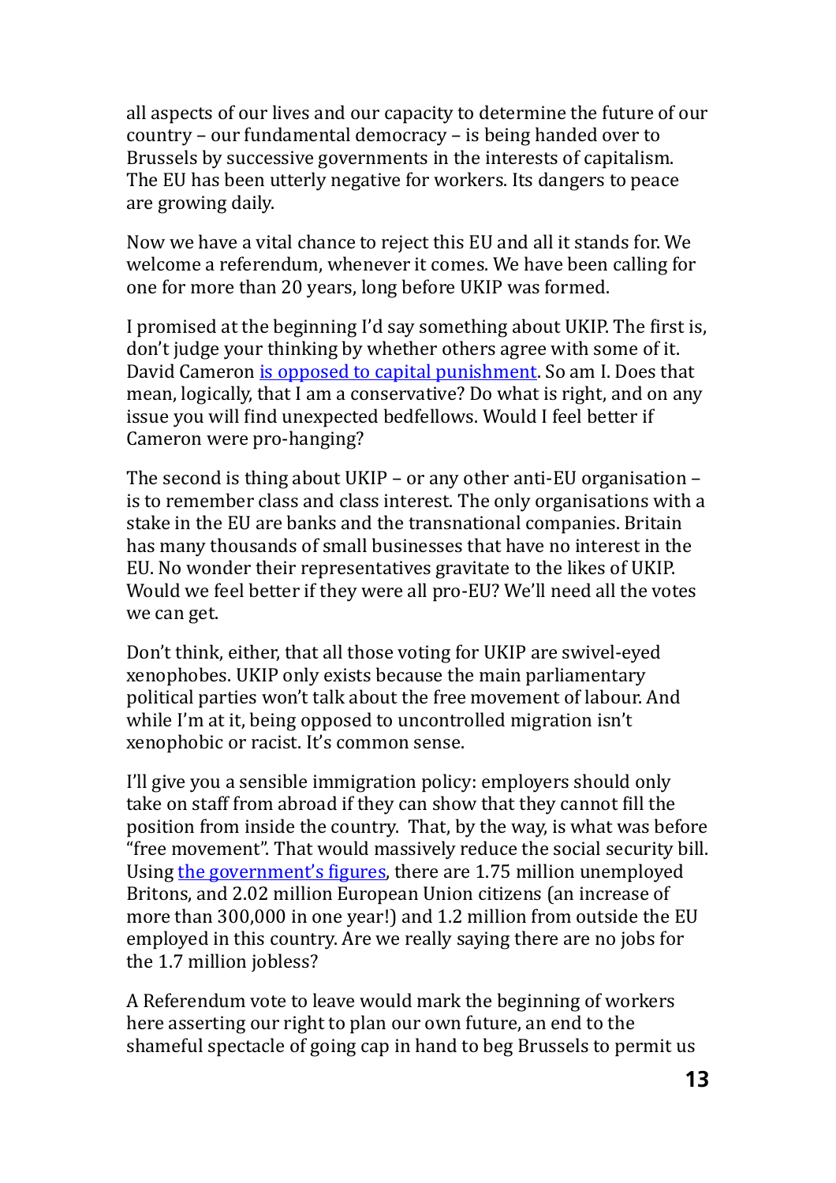all aspects of our lives and our capacity to determine the future of our country – our fundamental democracy – is being handed over to Brussels by successive governments in the interests of capitalism. The EU has been utterly negative for workers. Its dangers to peace are growing daily.

Now we have a vital chance to reject this EU and all it stands for. We welcome a referendum, whenever it comes. We have been calling for one for more than 20 years, long before UKIP was formed.

I promised at the beginning I'd say something about UKIP. The first is, don't judge your thinking by whether others agree with some of it. David Cameron is opposed to capital punishment. So am I. Does that mean, logically, that I am a conservative? Do what is right, and on any issue you will find unexpected bedfellows. Would I feel better if Cameron were pro-hanging?

The second is thing about UKIP – or any other anti-EU organisation – is to remember class and class interest. The only organisations with a stake in the EU are banks and the transnational companies. Britain has many thousands of small businesses that have no interest in the EU. No wonder their representatives gravitate to the likes of UKIP. Would we feel better if they were all pro-EU? We'll need all the votes we can get.

Don't think, either, that all those voting for UKIP are swivel-eyed xenophobes. UKIP only exists because the main parliamentary political parties won't talk about the free movement of labour. And while I'm at it, being opposed to uncontrolled migration isn't xenophobic or racist. It's common sense.

I'll give you a sensible immigration policy: employers should only take on staff from abroad if they can show that they cannot fill the position from inside the country. That, by the way, is what was before "free movement". That would massively reduce the social security bill. Using the government's figures, there are 1.75 million unemployed Britons, and 2.02 million European Union citizens (an increase of more than 300,000 in one year!) and 1.2 million from outside the EU employed in this country. Are we really saying there are no jobs for the 1.7 million jobless?

A Referendum vote to leave would mark the beginning of workers here asserting our right to plan our own future, an end to the shameful spectacle of going cap in hand to beg Brussels to permit us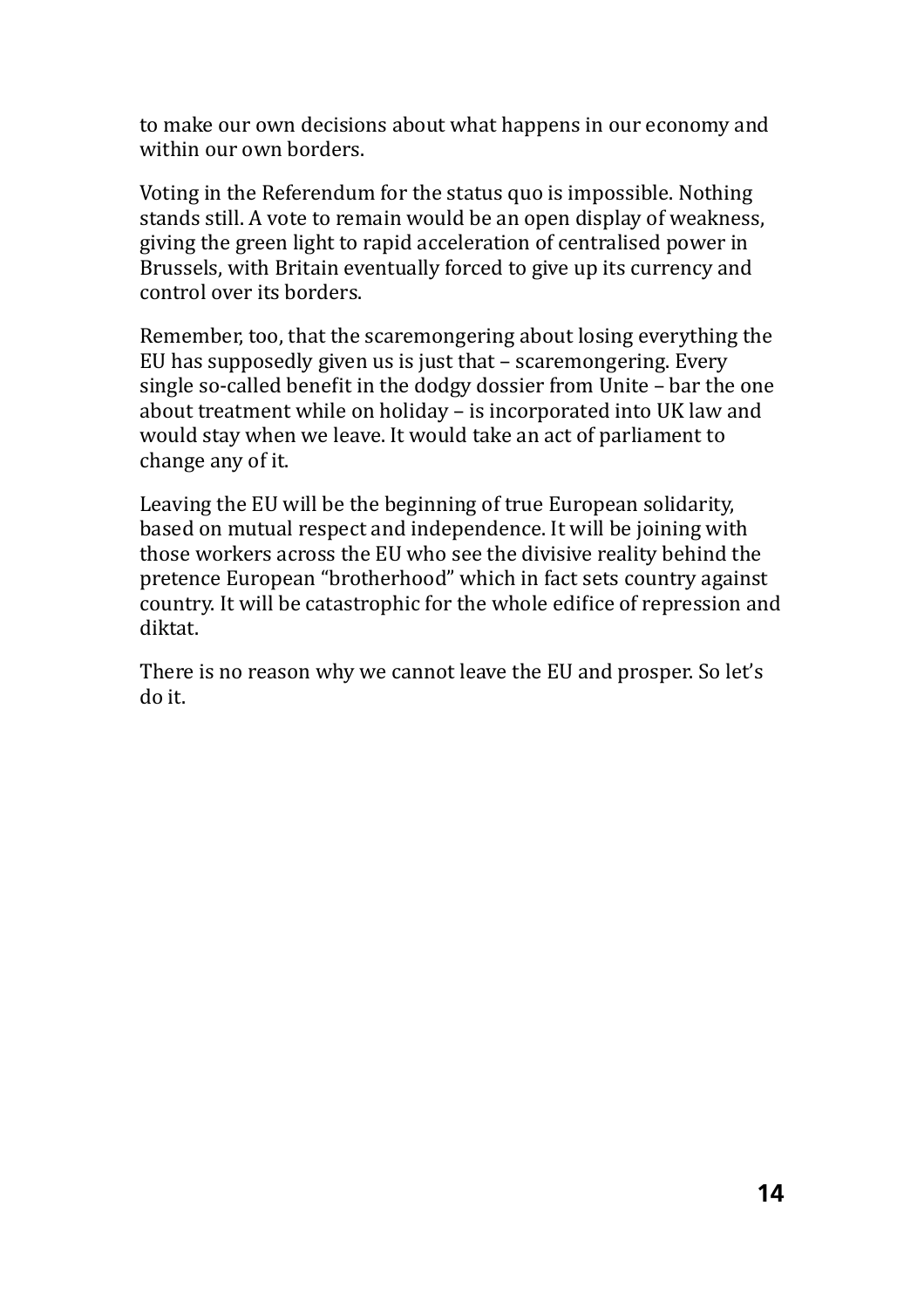to make our own decisions about what happens in our economy and within our own borders.

Voting in the Referendum for the status quo is impossible. Nothing stands still. A vote to remain would be an open display of weakness, giving the green light to rapid acceleration of centralised power in Brussels, with Britain eventually forced to give up its currency and control over its borders.

Remember, too, that the scaremongering about losing everything the EU has supposedly given us is just that – scaremongering. Every single so-called benefit in the dodgy dossier from Unite – bar the one about treatment while on holiday – is incorporated into UK law and would stay when we leave. It would take an act of parliament to change any of it.

Leaving the EU will be the beginning of true European solidarity, based on mutual respect and independence. It will be joining with those workers across the EU who see the divisive reality behind the pretence European "brotherhood" which in fact sets country against country. It will be catastrophic for the whole edifice of repression and diktat.

There is no reason why we cannot leave the EU and prosper. So let's do it.